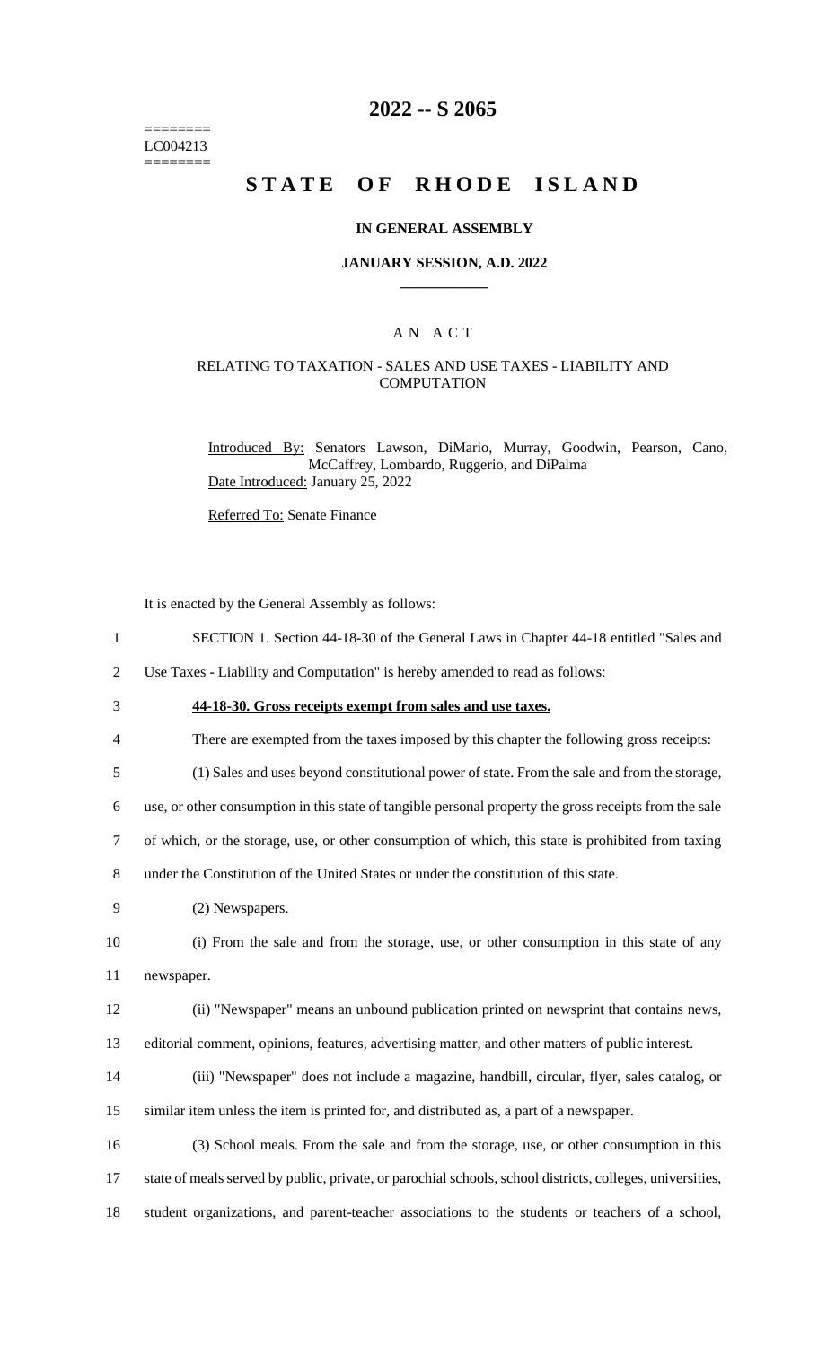========
LC004213
========

# 2022 -- S 2065

## STATE OF RHODE ISLAND

### IN GENERAL ASSEMBLY

### JANUARY SESSION, A.D. 2022

A N A C T

RELATING TO TAXATION - SALES AND USE TAXES - LIABILITY AND COMPUTATION

Introduced By: Senators Lawson, DiMario, Murray, Goodwin, Pearson, Cano, McCaffrey, Lombardo, Ruggerio, and DiPalma

Date Introduced: January 25, 2022

Referred To: Senate Finance

It is enacted by the General Assembly as follows:

1 SECTION 1. Section 44-18-30 of the General Laws in Chapter 44-18 entitled "Sales and
2 Use Taxes - Liability and Computation" is hereby amended to read as follows:

3 **44-18-30. Gross receipts exempt from sales and use taxes.**

4 There are exempted from the taxes imposed by this chapter the following gross receipts:

5 (1) Sales and uses beyond constitutional power of state. From the sale and from the storage,
6 use, or other consumption in this state of tangible personal property the gross receipts from the sale
7 of which, or the storage, use, or other consumption of which, this state is prohibited from taxing
8 under the Constitution of the United States or under the constitution of this state.

9 (2) Newspapers.

10 (i) From the sale and from the storage, use, or other consumption in this state of any
11 newspaper.

12 (ii) "Newspaper" means an unbound publication printed on newsprint that contains news,
13 editorial comment, opinions, features, advertising matter, and other matters of public interest.

14 (iii) "Newspaper" does not include a magazine, handbill, circular, flyer, sales catalog, or
15 similar item unless the item is printed for, and distributed as, a part of a newspaper.

16 (3) School meals. From the sale and from the storage, use, or other consumption in this
17 state of meals served by public, private, or parochial schools, school districts, colleges, universities,
18 student organizations, and parent-teacher associations to the students or teachers of a school,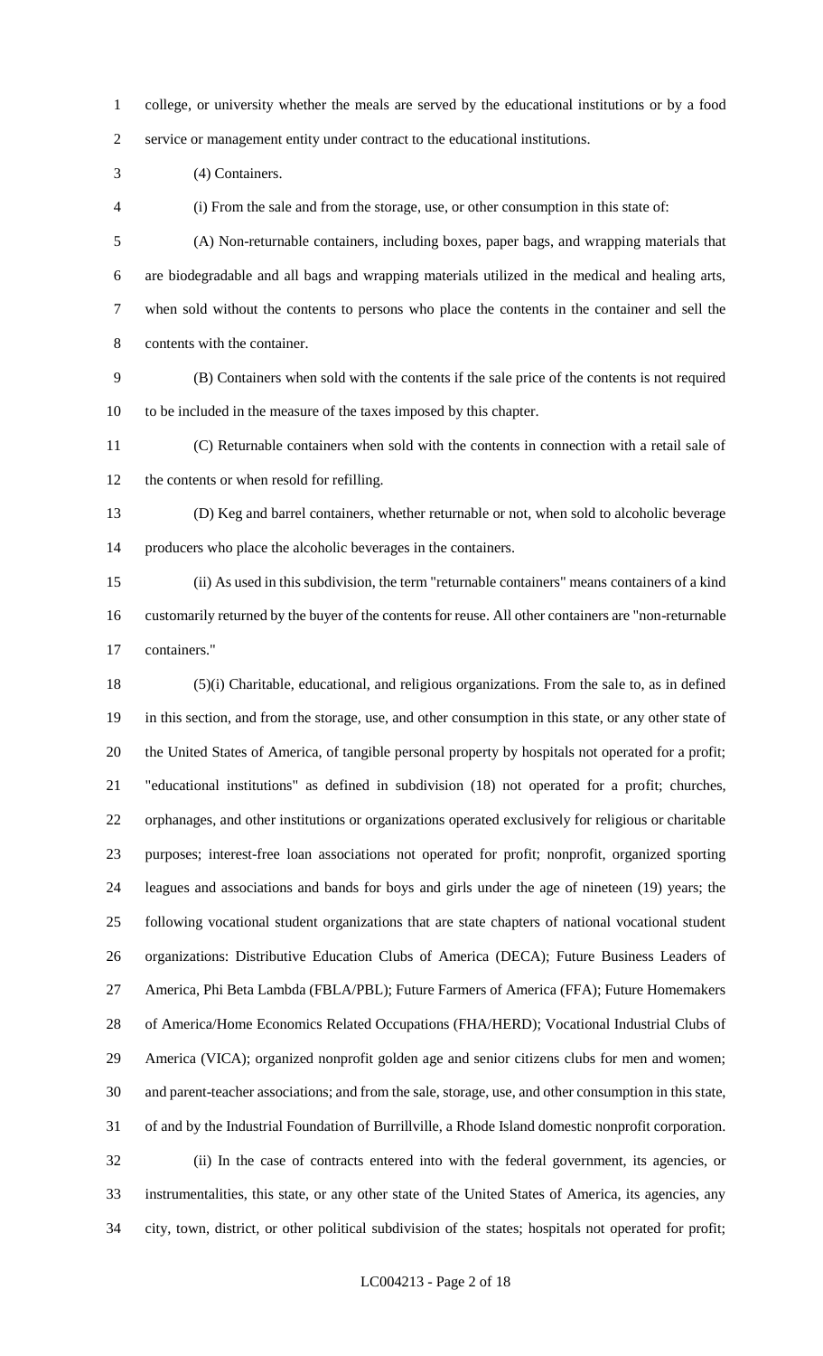college, or university whether the meals are served by the educational institutions or by a food service or management entity under contract to the educational institutions.

(4) Containers.

(i) From the sale and from the storage, use, or other consumption in this state of:

(A) Non-returnable containers, including boxes, paper bags, and wrapping materials that are biodegradable and all bags and wrapping materials utilized in the medical and healing arts, when sold without the contents to persons who place the contents in the container and sell the contents with the container.

(B) Containers when sold with the contents if the sale price of the contents is not required to be included in the measure of the taxes imposed by this chapter.

(C) Returnable containers when sold with the contents in connection with a retail sale of the contents or when resold for refilling.

(D) Keg and barrel containers, whether returnable or not, when sold to alcoholic beverage producers who place the alcoholic beverages in the containers.

(ii) As used in this subdivision, the term "returnable containers" means containers of a kind customarily returned by the buyer of the contents for reuse. All other containers are "non-returnable containers."

(5)(i) Charitable, educational, and religious organizations. From the sale to, as in defined in this section, and from the storage, use, and other consumption in this state, or any other state of the United States of America, of tangible personal property by hospitals not operated for a profit; "educational institutions" as defined in subdivision (18) not operated for a profit; churches, orphanages, and other institutions or organizations operated exclusively for religious or charitable purposes; interest-free loan associations not operated for profit; nonprofit, organized sporting leagues and associations and bands for boys and girls under the age of nineteen (19) years; the following vocational student organizations that are state chapters of national vocational student organizations: Distributive Education Clubs of America (DECA); Future Business Leaders of America, Phi Beta Lambda (FBLA/PBL); Future Farmers of America (FFA); Future Homemakers of America/Home Economics Related Occupations (FHA/HERD); Vocational Industrial Clubs of America (VICA); organized nonprofit golden age and senior citizens clubs for men and women; and parent-teacher associations; and from the sale, storage, use, and other consumption in this state, of and by the Industrial Foundation of Burrillville, a Rhode Island domestic nonprofit corporation.

(ii) In the case of contracts entered into with the federal government, its agencies, or instrumentalities, this state, or any other state of the United States of America, its agencies, any city, town, district, or other political subdivision of the states; hospitals not operated for profit;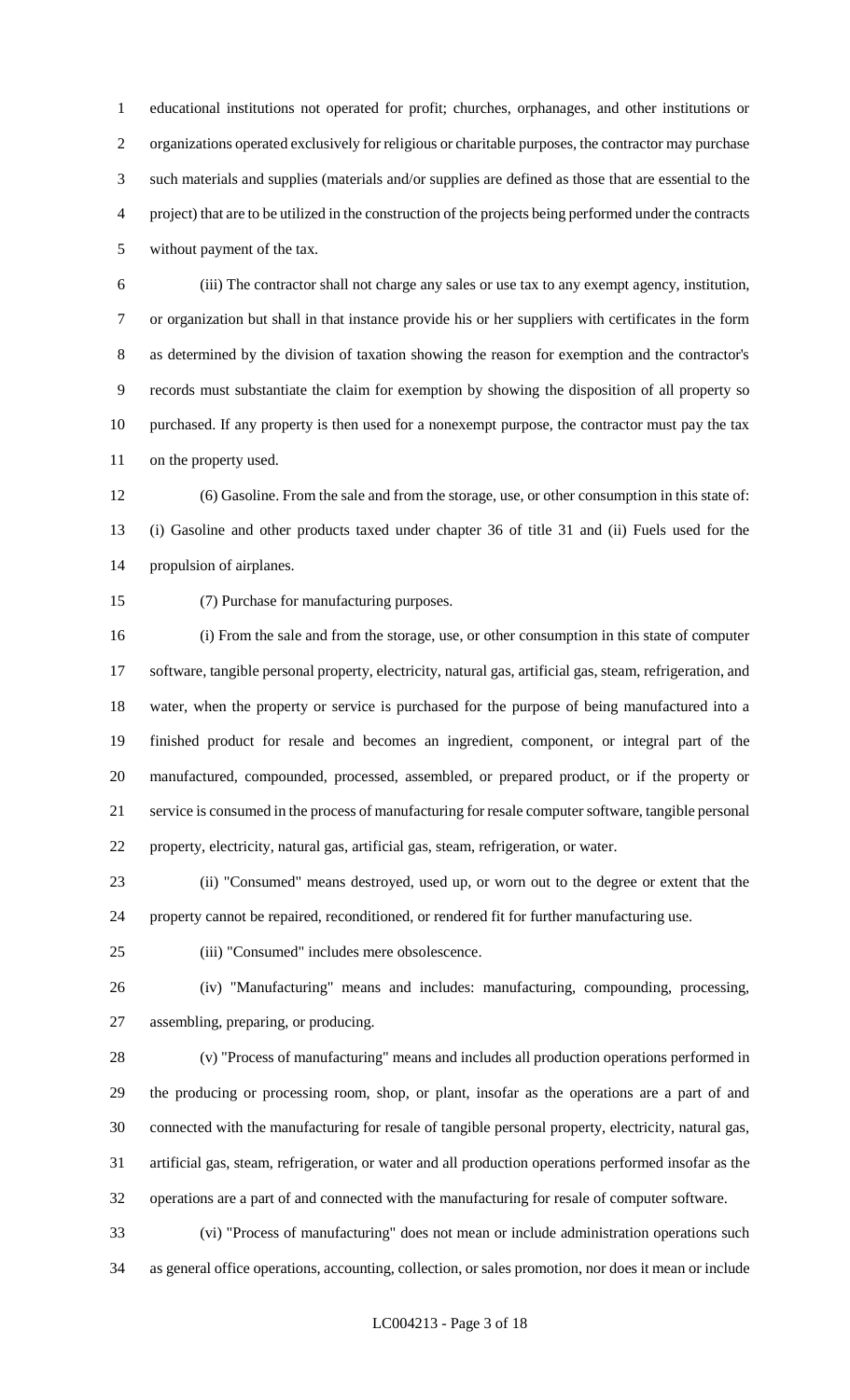educational institutions not operated for profit; churches, orphanages, and other institutions or organizations operated exclusively for religious or charitable purposes, the contractor may purchase such materials and supplies (materials and/or supplies are defined as those that are essential to the project) that are to be utilized in the construction of the projects being performed under the contracts without payment of the tax.

(iii) The contractor shall not charge any sales or use tax to any exempt agency, institution, or organization but shall in that instance provide his or her suppliers with certificates in the form as determined by the division of taxation showing the reason for exemption and the contractor's records must substantiate the claim for exemption by showing the disposition of all property so purchased. If any property is then used for a nonexempt purpose, the contractor must pay the tax on the property used.

(6) Gasoline. From the sale and from the storage, use, or other consumption in this state of: (i) Gasoline and other products taxed under chapter 36 of title 31 and (ii) Fuels used for the propulsion of airplanes.

(7) Purchase for manufacturing purposes.

(i) From the sale and from the storage, use, or other consumption in this state of computer software, tangible personal property, electricity, natural gas, artificial gas, steam, refrigeration, and water, when the property or service is purchased for the purpose of being manufactured into a finished product for resale and becomes an ingredient, component, or integral part of the manufactured, compounded, processed, assembled, or prepared product, or if the property or service is consumed in the process of manufacturing for resale computer software, tangible personal property, electricity, natural gas, artificial gas, steam, refrigeration, or water.

(ii) "Consumed" means destroyed, used up, or worn out to the degree or extent that the property cannot be repaired, reconditioned, or rendered fit for further manufacturing use.

(iii) "Consumed" includes mere obsolescence.

(iv) "Manufacturing" means and includes: manufacturing, compounding, processing, assembling, preparing, or producing.

(v) "Process of manufacturing" means and includes all production operations performed in the producing or processing room, shop, or plant, insofar as the operations are a part of and connected with the manufacturing for resale of tangible personal property, electricity, natural gas, artificial gas, steam, refrigeration, or water and all production operations performed insofar as the operations are a part of and connected with the manufacturing for resale of computer software.

(vi) "Process of manufacturing" does not mean or include administration operations such as general office operations, accounting, collection, or sales promotion, nor does it mean or include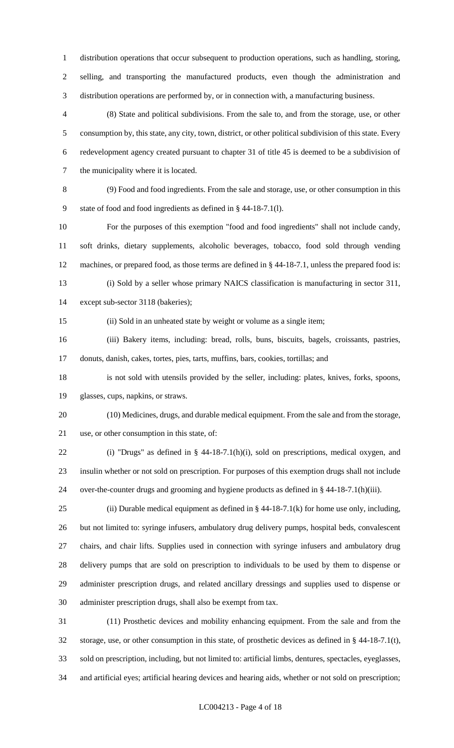distribution operations that occur subsequent to production operations, such as handling, storing, selling, and transporting the manufactured products, even though the administration and distribution operations are performed by, or in connection with, a manufacturing business.

(8) State and political subdivisions. From the sale to, and from the storage, use, or other consumption by, this state, any city, town, district, or other political subdivision of this state. Every redevelopment agency created pursuant to chapter 31 of title 45 is deemed to be a subdivision of the municipality where it is located.

(9) Food and food ingredients. From the sale and storage, use, or other consumption in this state of food and food ingredients as defined in § 44-18-7.1(l).

For the purposes of this exemption "food and food ingredients" shall not include candy, soft drinks, dietary supplements, alcoholic beverages, tobacco, food sold through vending machines, or prepared food, as those terms are defined in § 44-18-7.1, unless the prepared food is:

(i) Sold by a seller whose primary NAICS classification is manufacturing in sector 311, except sub-sector 3118 (bakeries);

(ii) Sold in an unheated state by weight or volume as a single item;

(iii) Bakery items, including: bread, rolls, buns, biscuits, bagels, croissants, pastries, donuts, danish, cakes, tortes, pies, tarts, muffins, bars, cookies, tortillas; and

is not sold with utensils provided by the seller, including: plates, knives, forks, spoons, glasses, cups, napkins, or straws.

(10) Medicines, drugs, and durable medical equipment. From the sale and from the storage, use, or other consumption in this state, of:

(i) "Drugs" as defined in § 44-18-7.1(h)(i), sold on prescriptions, medical oxygen, and insulin whether or not sold on prescription. For purposes of this exemption drugs shall not include over-the-counter drugs and grooming and hygiene products as defined in § 44-18-7.1(h)(iii).

(ii) Durable medical equipment as defined in § 44-18-7.1(k) for home use only, including, but not limited to: syringe infusers, ambulatory drug delivery pumps, hospital beds, convalescent chairs, and chair lifts. Supplies used in connection with syringe infusers and ambulatory drug delivery pumps that are sold on prescription to individuals to be used by them to dispense or administer prescription drugs, and related ancillary dressings and supplies used to dispense or administer prescription drugs, shall also be exempt from tax.

(11) Prosthetic devices and mobility enhancing equipment. From the sale and from the storage, use, or other consumption in this state, of prosthetic devices as defined in § 44-18-7.1(t), sold on prescription, including, but not limited to: artificial limbs, dentures, spectacles, eyeglasses, and artificial eyes; artificial hearing devices and hearing aids, whether or not sold on prescription;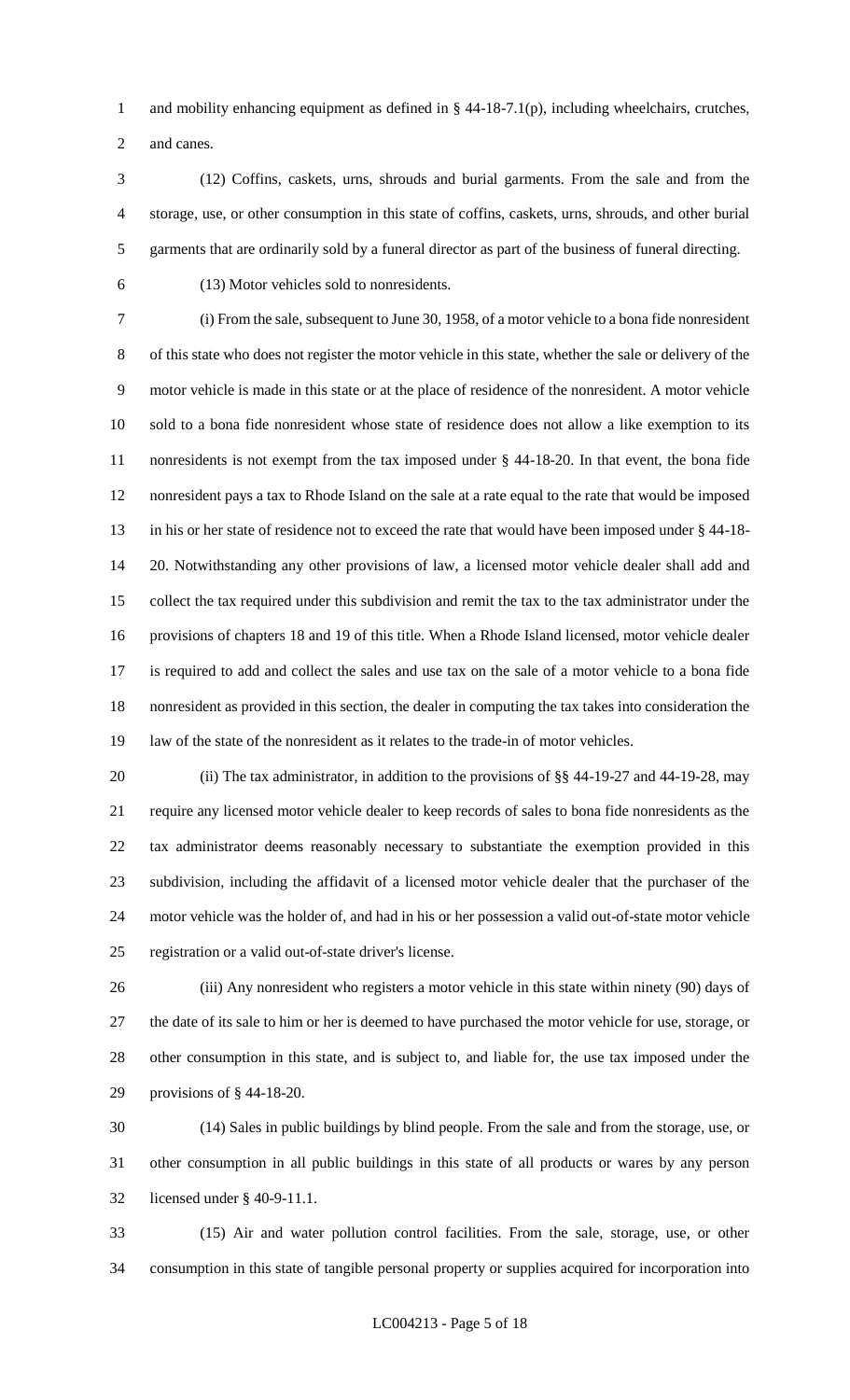and mobility enhancing equipment as defined in § 44-18-7.1(p), including wheelchairs, crutches, and canes.

(12) Coffins, caskets, urns, shrouds and burial garments. From the sale and from the storage, use, or other consumption in this state of coffins, caskets, urns, shrouds, and other burial garments that are ordinarily sold by a funeral director as part of the business of funeral directing.

(13) Motor vehicles sold to nonresidents.

(i) From the sale, subsequent to June 30, 1958, of a motor vehicle to a bona fide nonresident of this state who does not register the motor vehicle in this state, whether the sale or delivery of the motor vehicle is made in this state or at the place of residence of the nonresident. A motor vehicle sold to a bona fide nonresident whose state of residence does not allow a like exemption to its nonresidents is not exempt from the tax imposed under § 44-18-20. In that event, the bona fide nonresident pays a tax to Rhode Island on the sale at a rate equal to the rate that would be imposed in his or her state of residence not to exceed the rate that would have been imposed under § 44-18-20. Notwithstanding any other provisions of law, a licensed motor vehicle dealer shall add and collect the tax required under this subdivision and remit the tax to the tax administrator under the provisions of chapters 18 and 19 of this title. When a Rhode Island licensed, motor vehicle dealer is required to add and collect the sales and use tax on the sale of a motor vehicle to a bona fide nonresident as provided in this section, the dealer in computing the tax takes into consideration the law of the state of the nonresident as it relates to the trade-in of motor vehicles.

(ii) The tax administrator, in addition to the provisions of §§ 44-19-27 and 44-19-28, may require any licensed motor vehicle dealer to keep records of sales to bona fide nonresidents as the tax administrator deems reasonably necessary to substantiate the exemption provided in this subdivision, including the affidavit of a licensed motor vehicle dealer that the purchaser of the motor vehicle was the holder of, and had in his or her possession a valid out-of-state motor vehicle registration or a valid out-of-state driver's license.

(iii) Any nonresident who registers a motor vehicle in this state within ninety (90) days of the date of its sale to him or her is deemed to have purchased the motor vehicle for use, storage, or other consumption in this state, and is subject to, and liable for, the use tax imposed under the provisions of § 44-18-20.

(14) Sales in public buildings by blind people. From the sale and from the storage, use, or other consumption in all public buildings in this state of all products or wares by any person licensed under § 40-9-11.1.

(15) Air and water pollution control facilities. From the sale, storage, use, or other consumption in this state of tangible personal property or supplies acquired for incorporation into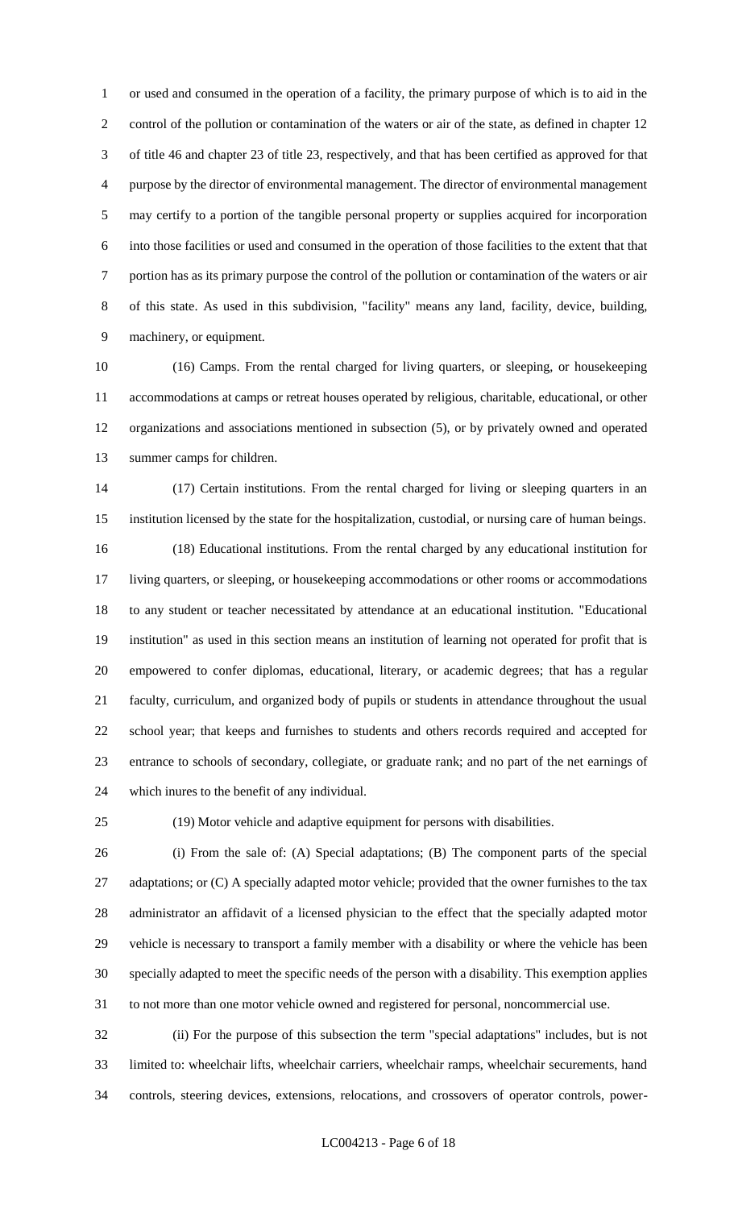or used and consumed in the operation of a facility, the primary purpose of which is to aid in the control of the pollution or contamination of the waters or air of the state, as defined in chapter 12 of title 46 and chapter 23 of title 23, respectively, and that has been certified as approved for that purpose by the director of environmental management. The director of environmental management may certify to a portion of the tangible personal property or supplies acquired for incorporation into those facilities or used and consumed in the operation of those facilities to the extent that that portion has as its primary purpose the control of the pollution or contamination of the waters or air of this state. As used in this subdivision, "facility" means any land, facility, device, building, machinery, or equipment.

(16) Camps. From the rental charged for living quarters, or sleeping, or housekeeping accommodations at camps or retreat houses operated by religious, charitable, educational, or other organizations and associations mentioned in subsection (5), or by privately owned and operated summer camps for children.

(17) Certain institutions. From the rental charged for living or sleeping quarters in an institution licensed by the state for the hospitalization, custodial, or nursing care of human beings.

(18) Educational institutions. From the rental charged by any educational institution for living quarters, or sleeping, or housekeeping accommodations or other rooms or accommodations to any student or teacher necessitated by attendance at an educational institution. "Educational institution" as used in this section means an institution of learning not operated for profit that is empowered to confer diplomas, educational, literary, or academic degrees; that has a regular faculty, curriculum, and organized body of pupils or students in attendance throughout the usual school year; that keeps and furnishes to students and others records required and accepted for entrance to schools of secondary, collegiate, or graduate rank; and no part of the net earnings of which inures to the benefit of any individual.

(19) Motor vehicle and adaptive equipment for persons with disabilities.

(i) From the sale of: (A) Special adaptations; (B) The component parts of the special adaptations; or (C) A specially adapted motor vehicle; provided that the owner furnishes to the tax administrator an affidavit of a licensed physician to the effect that the specially adapted motor vehicle is necessary to transport a family member with a disability or where the vehicle has been specially adapted to meet the specific needs of the person with a disability. This exemption applies to not more than one motor vehicle owned and registered for personal, noncommercial use.

(ii) For the purpose of this subsection the term "special adaptations" includes, but is not limited to: wheelchair lifts, wheelchair carriers, wheelchair ramps, wheelchair securements, hand controls, steering devices, extensions, relocations, and crossovers of operator controls, power-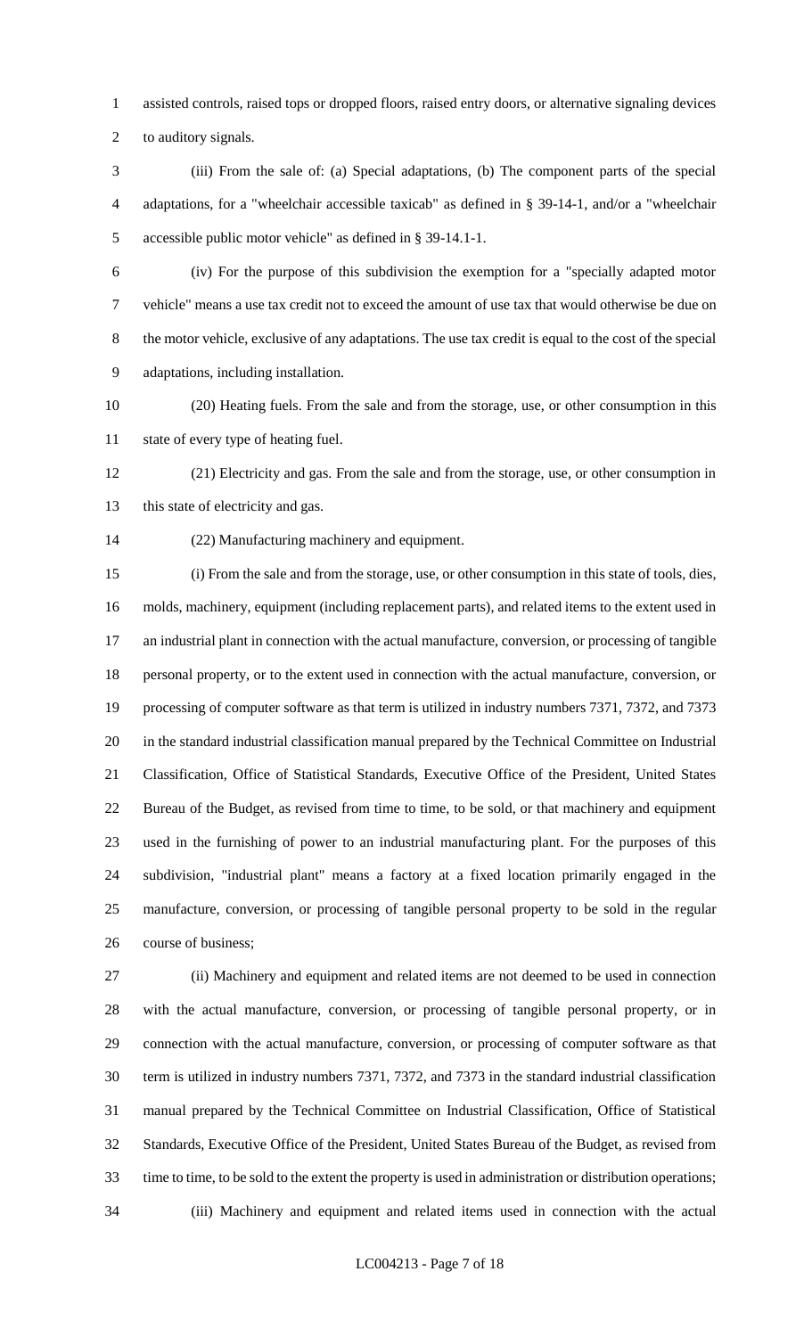assisted controls, raised tops or dropped floors, raised entry doors, or alternative signaling devices to auditory signals.

(iii) From the sale of: (a) Special adaptations, (b) The component parts of the special adaptations, for a "wheelchair accessible taxicab" as defined in § 39-14-1, and/or a "wheelchair accessible public motor vehicle" as defined in § 39-14.1-1.

(iv) For the purpose of this subdivision the exemption for a "specially adapted motor vehicle" means a use tax credit not to exceed the amount of use tax that would otherwise be due on the motor vehicle, exclusive of any adaptations. The use tax credit is equal to the cost of the special adaptations, including installation.

(20) Heating fuels. From the sale and from the storage, use, or other consumption in this state of every type of heating fuel.

(21) Electricity and gas. From the sale and from the storage, use, or other consumption in this state of electricity and gas.

(22) Manufacturing machinery and equipment.

(i) From the sale and from the storage, use, or other consumption in this state of tools, dies, molds, machinery, equipment (including replacement parts), and related items to the extent used in an industrial plant in connection with the actual manufacture, conversion, or processing of tangible personal property, or to the extent used in connection with the actual manufacture, conversion, or processing of computer software as that term is utilized in industry numbers 7371, 7372, and 7373 in the standard industrial classification manual prepared by the Technical Committee on Industrial Classification, Office of Statistical Standards, Executive Office of the President, United States Bureau of the Budget, as revised from time to time, to be sold, or that machinery and equipment used in the furnishing of power to an industrial manufacturing plant. For the purposes of this subdivision, "industrial plant" means a factory at a fixed location primarily engaged in the manufacture, conversion, or processing of tangible personal property to be sold in the regular course of business;

(ii) Machinery and equipment and related items are not deemed to be used in connection with the actual manufacture, conversion, or processing of tangible personal property, or in connection with the actual manufacture, conversion, or processing of computer software as that term is utilized in industry numbers 7371, 7372, and 7373 in the standard industrial classification manual prepared by the Technical Committee on Industrial Classification, Office of Statistical Standards, Executive Office of the President, United States Bureau of the Budget, as revised from time to time, to be sold to the extent the property is used in administration or distribution operations;

(iii) Machinery and equipment and related items used in connection with the actual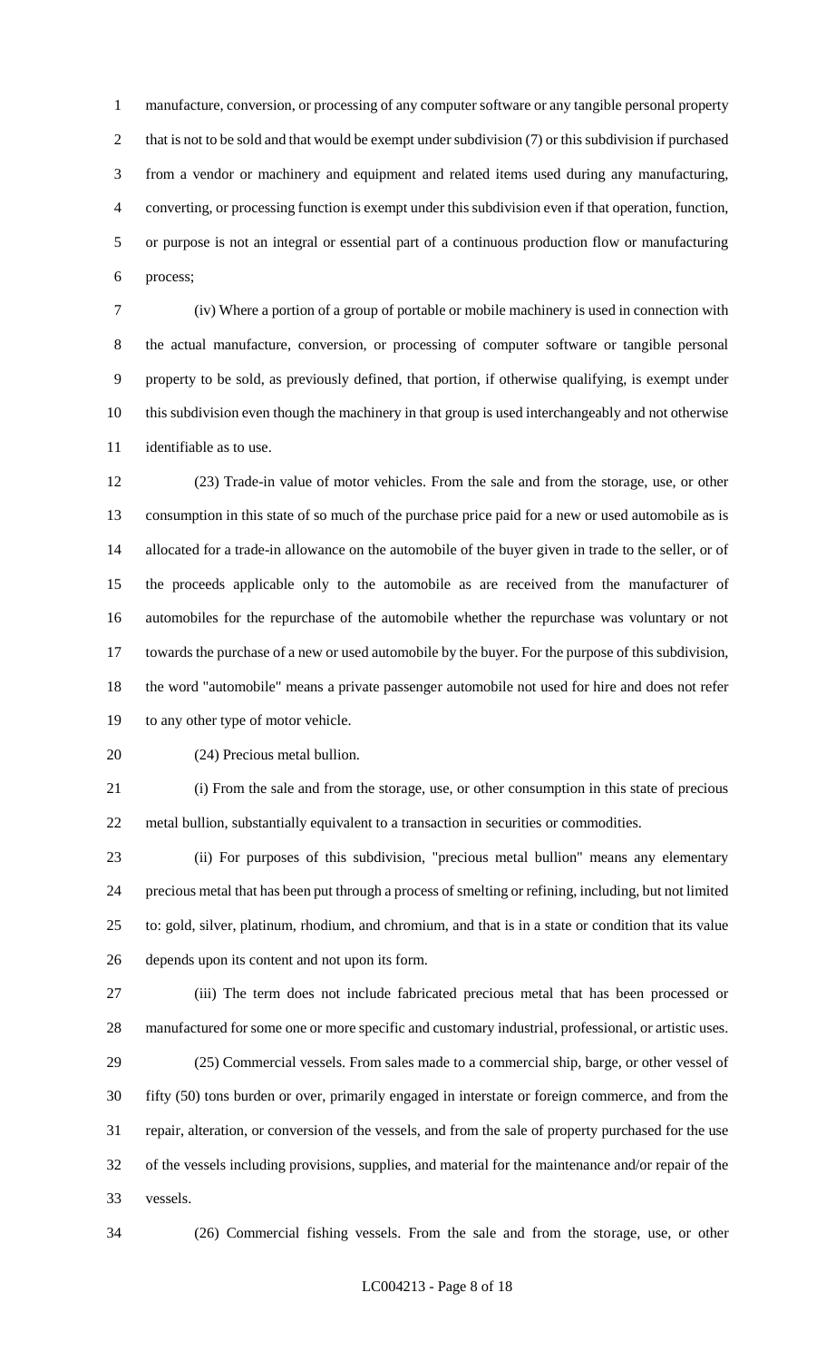manufacture, conversion, or processing of any computer software or any tangible personal property that is not to be sold and that would be exempt under subdivision (7) or this subdivision if purchased from a vendor or machinery and equipment and related items used during any manufacturing, converting, or processing function is exempt under this subdivision even if that operation, function, or purpose is not an integral or essential part of a continuous production flow or manufacturing process;

(iv) Where a portion of a group of portable or mobile machinery is used in connection with the actual manufacture, conversion, or processing of computer software or tangible personal property to be sold, as previously defined, that portion, if otherwise qualifying, is exempt under this subdivision even though the machinery in that group is used interchangeably and not otherwise identifiable as to use.

(23) Trade-in value of motor vehicles. From the sale and from the storage, use, or other consumption in this state of so much of the purchase price paid for a new or used automobile as is allocated for a trade-in allowance on the automobile of the buyer given in trade to the seller, or of the proceeds applicable only to the automobile as are received from the manufacturer of automobiles for the repurchase of the automobile whether the repurchase was voluntary or not towards the purchase of a new or used automobile by the buyer. For the purpose of this subdivision, the word "automobile" means a private passenger automobile not used for hire and does not refer to any other type of motor vehicle.

(24) Precious metal bullion.

(i) From the sale and from the storage, use, or other consumption in this state of precious metal bullion, substantially equivalent to a transaction in securities or commodities.

(ii) For purposes of this subdivision, "precious metal bullion" means any elementary precious metal that has been put through a process of smelting or refining, including, but not limited to: gold, silver, platinum, rhodium, and chromium, and that is in a state or condition that its value depends upon its content and not upon its form.

(iii) The term does not include fabricated precious metal that has been processed or manufactured for some one or more specific and customary industrial, professional, or artistic uses.

(25) Commercial vessels. From sales made to a commercial ship, barge, or other vessel of fifty (50) tons burden or over, primarily engaged in interstate or foreign commerce, and from the repair, alteration, or conversion of the vessels, and from the sale of property purchased for the use of the vessels including provisions, supplies, and material for the maintenance and/or repair of the vessels.

(26) Commercial fishing vessels. From the sale and from the storage, use, or other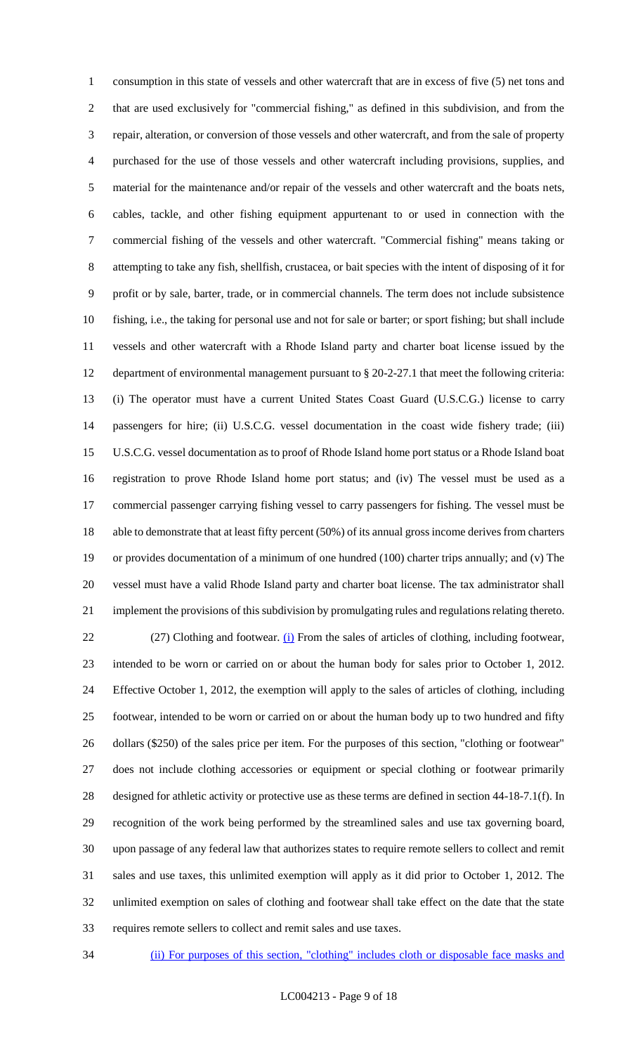consumption in this state of vessels and other watercraft that are in excess of five (5) net tons and that are used exclusively for "commercial fishing," as defined in this subdivision, and from the repair, alteration, or conversion of those vessels and other watercraft, and from the sale of property purchased for the use of those vessels and other watercraft including provisions, supplies, and material for the maintenance and/or repair of the vessels and other watercraft and the boats nets, cables, tackle, and other fishing equipment appurtenant to or used in connection with the commercial fishing of the vessels and other watercraft. "Commercial fishing" means taking or attempting to take any fish, shellfish, crustacea, or bait species with the intent of disposing of it for profit or by sale, barter, trade, or in commercial channels. The term does not include subsistence fishing, i.e., the taking for personal use and not for sale or barter; or sport fishing; but shall include vessels and other watercraft with a Rhode Island party and charter boat license issued by the department of environmental management pursuant to § 20-2-27.1 that meet the following criteria: (i) The operator must have a current United States Coast Guard (U.S.C.G.) license to carry passengers for hire; (ii) U.S.C.G. vessel documentation in the coast wide fishery trade; (iii) U.S.C.G. vessel documentation as to proof of Rhode Island home port status or a Rhode Island boat registration to prove Rhode Island home port status; and (iv) The vessel must be used as a commercial passenger carrying fishing vessel to carry passengers for fishing. The vessel must be able to demonstrate that at least fifty percent (50%) of its annual gross income derives from charters or provides documentation of a minimum of one hundred (100) charter trips annually; and (v) The vessel must have a valid Rhode Island party and charter boat license. The tax administrator shall implement the provisions of this subdivision by promulgating rules and regulations relating thereto.

(27) Clothing and footwear. (i) From the sales of articles of clothing, including footwear, intended to be worn or carried on or about the human body for sales prior to October 1, 2012. Effective October 1, 2012, the exemption will apply to the sales of articles of clothing, including footwear, intended to be worn or carried on or about the human body up to two hundred and fifty dollars ($250) of the sales price per item. For the purposes of this section, "clothing or footwear" does not include clothing accessories or equipment or special clothing or footwear primarily designed for athletic activity or protective use as these terms are defined in section 44-18-7.1(f). In recognition of the work being performed by the streamlined sales and use tax governing board, upon passage of any federal law that authorizes states to require remote sellers to collect and remit sales and use taxes, this unlimited exemption will apply as it did prior to October 1, 2012. The unlimited exemption on sales of clothing and footwear shall take effect on the date that the state requires remote sellers to collect and remit sales and use taxes.

(ii) For purposes of this section, "clothing" includes cloth or disposable face masks and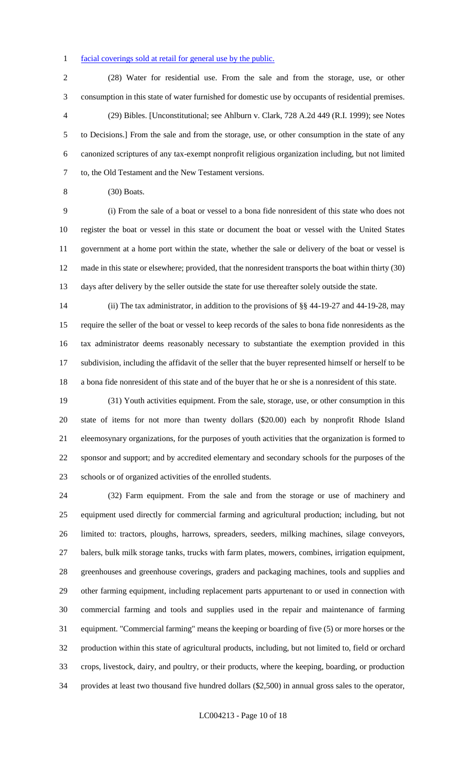facial coverings sold at retail for general use by the public.

(28) Water for residential use. From the sale and from the storage, use, or other consumption in this state of water furnished for domestic use by occupants of residential premises.

(29) Bibles. [Unconstitutional; see Ahlburn v. Clark, 728 A.2d 449 (R.I. 1999); see Notes to Decisions.] From the sale and from the storage, use, or other consumption in the state of any canonized scriptures of any tax-exempt nonprofit religious organization including, but not limited to, the Old Testament and the New Testament versions.

(30) Boats.

(i) From the sale of a boat or vessel to a bona fide nonresident of this state who does not register the boat or vessel in this state or document the boat or vessel with the United States government at a home port within the state, whether the sale or delivery of the boat or vessel is made in this state or elsewhere; provided, that the nonresident transports the boat within thirty (30) days after delivery by the seller outside the state for use thereafter solely outside the state.

(ii) The tax administrator, in addition to the provisions of §§ 44-19-27 and 44-19-28, may require the seller of the boat or vessel to keep records of the sales to bona fide nonresidents as the tax administrator deems reasonably necessary to substantiate the exemption provided in this subdivision, including the affidavit of the seller that the buyer represented himself or herself to be a bona fide nonresident of this state and of the buyer that he or she is a nonresident of this state.

(31) Youth activities equipment. From the sale, storage, use, or other consumption in this state of items for not more than twenty dollars ($20.00) each by nonprofit Rhode Island eleemosynary organizations, for the purposes of youth activities that the organization is formed to sponsor and support; and by accredited elementary and secondary schools for the purposes of the schools or of organized activities of the enrolled students.

(32) Farm equipment. From the sale and from the storage or use of machinery and equipment used directly for commercial farming and agricultural production; including, but not limited to: tractors, ploughs, harrows, spreaders, seeders, milking machines, silage conveyors, balers, bulk milk storage tanks, trucks with farm plates, mowers, combines, irrigation equipment, greenhouses and greenhouse coverings, graders and packaging machines, tools and supplies and other farming equipment, including replacement parts appurtenant to or used in connection with commercial farming and tools and supplies used in the repair and maintenance of farming equipment. "Commercial farming" means the keeping or boarding of five (5) or more horses or the production within this state of agricultural products, including, but not limited to, field or orchard crops, livestock, dairy, and poultry, or their products, where the keeping, boarding, or production provides at least two thousand five hundred dollars ($2,500) in annual gross sales to the operator,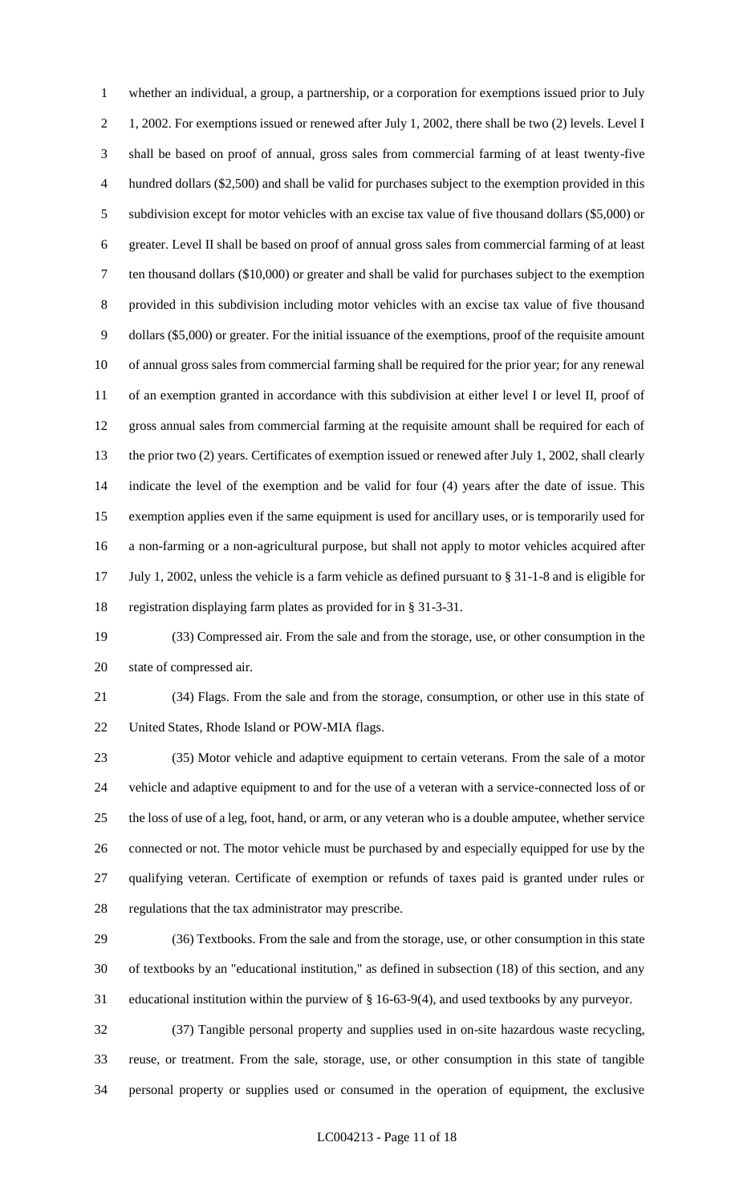whether an individual, a group, a partnership, or a corporation for exemptions issued prior to July 1, 2002. For exemptions issued or renewed after July 1, 2002, there shall be two (2) levels. Level I shall be based on proof of annual, gross sales from commercial farming of at least twenty-five hundred dollars ($2,500) and shall be valid for purchases subject to the exemption provided in this subdivision except for motor vehicles with an excise tax value of five thousand dollars ($5,000) or greater. Level II shall be based on proof of annual gross sales from commercial farming of at least ten thousand dollars ($10,000) or greater and shall be valid for purchases subject to the exemption provided in this subdivision including motor vehicles with an excise tax value of five thousand dollars ($5,000) or greater. For the initial issuance of the exemptions, proof of the requisite amount of annual gross sales from commercial farming shall be required for the prior year; for any renewal of an exemption granted in accordance with this subdivision at either level I or level II, proof of gross annual sales from commercial farming at the requisite amount shall be required for each of the prior two (2) years. Certificates of exemption issued or renewed after July 1, 2002, shall clearly indicate the level of the exemption and be valid for four (4) years after the date of issue. This exemption applies even if the same equipment is used for ancillary uses, or is temporarily used for a non-farming or a non-agricultural purpose, but shall not apply to motor vehicles acquired after July 1, 2002, unless the vehicle is a farm vehicle as defined pursuant to § 31-1-8 and is eligible for registration displaying farm plates as provided for in § 31-3-31.

(33) Compressed air. From the sale and from the storage, use, or other consumption in the state of compressed air.

(34) Flags. From the sale and from the storage, consumption, or other use in this state of United States, Rhode Island or POW-MIA flags.

(35) Motor vehicle and adaptive equipment to certain veterans. From the sale of a motor vehicle and adaptive equipment to and for the use of a veteran with a service-connected loss of or the loss of use of a leg, foot, hand, or arm, or any veteran who is a double amputee, whether service connected or not. The motor vehicle must be purchased by and especially equipped for use by the qualifying veteran. Certificate of exemption or refunds of taxes paid is granted under rules or regulations that the tax administrator may prescribe.

(36) Textbooks. From the sale and from the storage, use, or other consumption in this state of textbooks by an "educational institution," as defined in subsection (18) of this section, and any educational institution within the purview of § 16-63-9(4), and used textbooks by any purveyor.

(37) Tangible personal property and supplies used in on-site hazardous waste recycling, reuse, or treatment. From the sale, storage, use, or other consumption in this state of tangible personal property or supplies used or consumed in the operation of equipment, the exclusive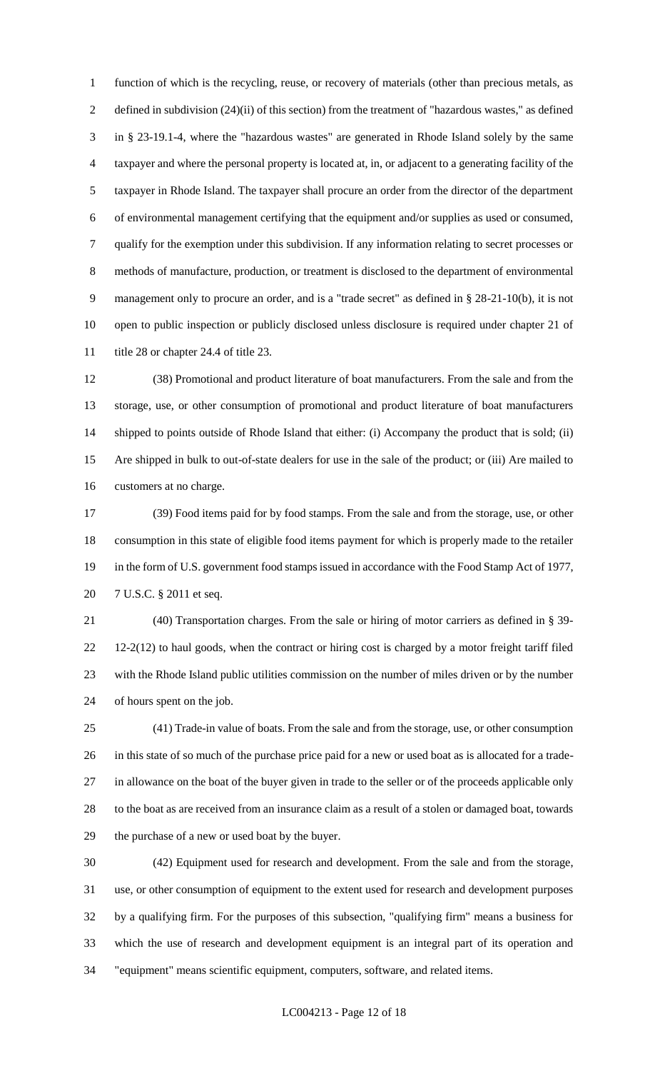function of which is the recycling, reuse, or recovery of materials (other than precious metals, as defined in subdivision (24)(ii) of this section) from the treatment of "hazardous wastes," as defined in § 23-19.1-4, where the "hazardous wastes" are generated in Rhode Island solely by the same taxpayer and where the personal property is located at, in, or adjacent to a generating facility of the taxpayer in Rhode Island. The taxpayer shall procure an order from the director of the department of environmental management certifying that the equipment and/or supplies as used or consumed, qualify for the exemption under this subdivision. If any information relating to secret processes or methods of manufacture, production, or treatment is disclosed to the department of environmental management only to procure an order, and is a "trade secret" as defined in § 28-21-10(b), it is not open to public inspection or publicly disclosed unless disclosure is required under chapter 21 of title 28 or chapter 24.4 of title 23.

(38) Promotional and product literature of boat manufacturers. From the sale and from the storage, use, or other consumption of promotional and product literature of boat manufacturers shipped to points outside of Rhode Island that either: (i) Accompany the product that is sold; (ii) Are shipped in bulk to out-of-state dealers for use in the sale of the product; or (iii) Are mailed to customers at no charge.

(39) Food items paid for by food stamps. From the sale and from the storage, use, or other consumption in this state of eligible food items payment for which is properly made to the retailer in the form of U.S. government food stamps issued in accordance with the Food Stamp Act of 1977, 7 U.S.C. § 2011 et seq.

(40) Transportation charges. From the sale or hiring of motor carriers as defined in § 39-12-2(12) to haul goods, when the contract or hiring cost is charged by a motor freight tariff filed with the Rhode Island public utilities commission on the number of miles driven or by the number of hours spent on the job.

(41) Trade-in value of boats. From the sale and from the storage, use, or other consumption in this state of so much of the purchase price paid for a new or used boat as is allocated for a trade-in allowance on the boat of the buyer given in trade to the seller or of the proceeds applicable only to the boat as are received from an insurance claim as a result of a stolen or damaged boat, towards the purchase of a new or used boat by the buyer.

(42) Equipment used for research and development. From the sale and from the storage, use, or other consumption of equipment to the extent used for research and development purposes by a qualifying firm. For the purposes of this subsection, "qualifying firm" means a business for which the use of research and development equipment is an integral part of its operation and "equipment" means scientific equipment, computers, software, and related items.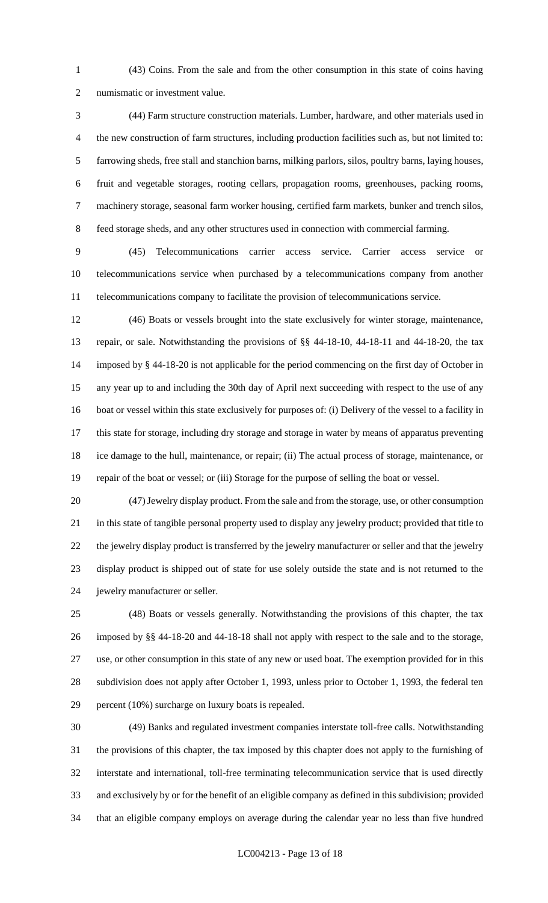(43) Coins. From the sale and from the other consumption in this state of coins having numismatic or investment value.

(44) Farm structure construction materials. Lumber, hardware, and other materials used in the new construction of farm structures, including production facilities such as, but not limited to: farrowing sheds, free stall and stanchion barns, milking parlors, silos, poultry barns, laying houses, fruit and vegetable storages, rooting cellars, propagation rooms, greenhouses, packing rooms, machinery storage, seasonal farm worker housing, certified farm markets, bunker and trench silos, feed storage sheds, and any other structures used in connection with commercial farming.

(45) Telecommunications carrier access service. Carrier access service or telecommunications service when purchased by a telecommunications company from another telecommunications company to facilitate the provision of telecommunications service.

(46) Boats or vessels brought into the state exclusively for winter storage, maintenance, repair, or sale. Notwithstanding the provisions of §§ 44-18-10, 44-18-11 and 44-18-20, the tax imposed by § 44-18-20 is not applicable for the period commencing on the first day of October in any year up to and including the 30th day of April next succeeding with respect to the use of any boat or vessel within this state exclusively for purposes of: (i) Delivery of the vessel to a facility in this state for storage, including dry storage and storage in water by means of apparatus preventing ice damage to the hull, maintenance, or repair; (ii) The actual process of storage, maintenance, or repair of the boat or vessel; or (iii) Storage for the purpose of selling the boat or vessel.

(47) Jewelry display product. From the sale and from the storage, use, or other consumption in this state of tangible personal property used to display any jewelry product; provided that title to the jewelry display product is transferred by the jewelry manufacturer or seller and that the jewelry display product is shipped out of state for use solely outside the state and is not returned to the jewelry manufacturer or seller.

(48) Boats or vessels generally. Notwithstanding the provisions of this chapter, the tax imposed by §§ 44-18-20 and 44-18-18 shall not apply with respect to the sale and to the storage, use, or other consumption in this state of any new or used boat. The exemption provided for in this subdivision does not apply after October 1, 1993, unless prior to October 1, 1993, the federal ten percent (10%) surcharge on luxury boats is repealed.

(49) Banks and regulated investment companies interstate toll-free calls. Notwithstanding the provisions of this chapter, the tax imposed by this chapter does not apply to the furnishing of interstate and international, toll-free terminating telecommunication service that is used directly and exclusively by or for the benefit of an eligible company as defined in this subdivision; provided that an eligible company employs on average during the calendar year no less than five hundred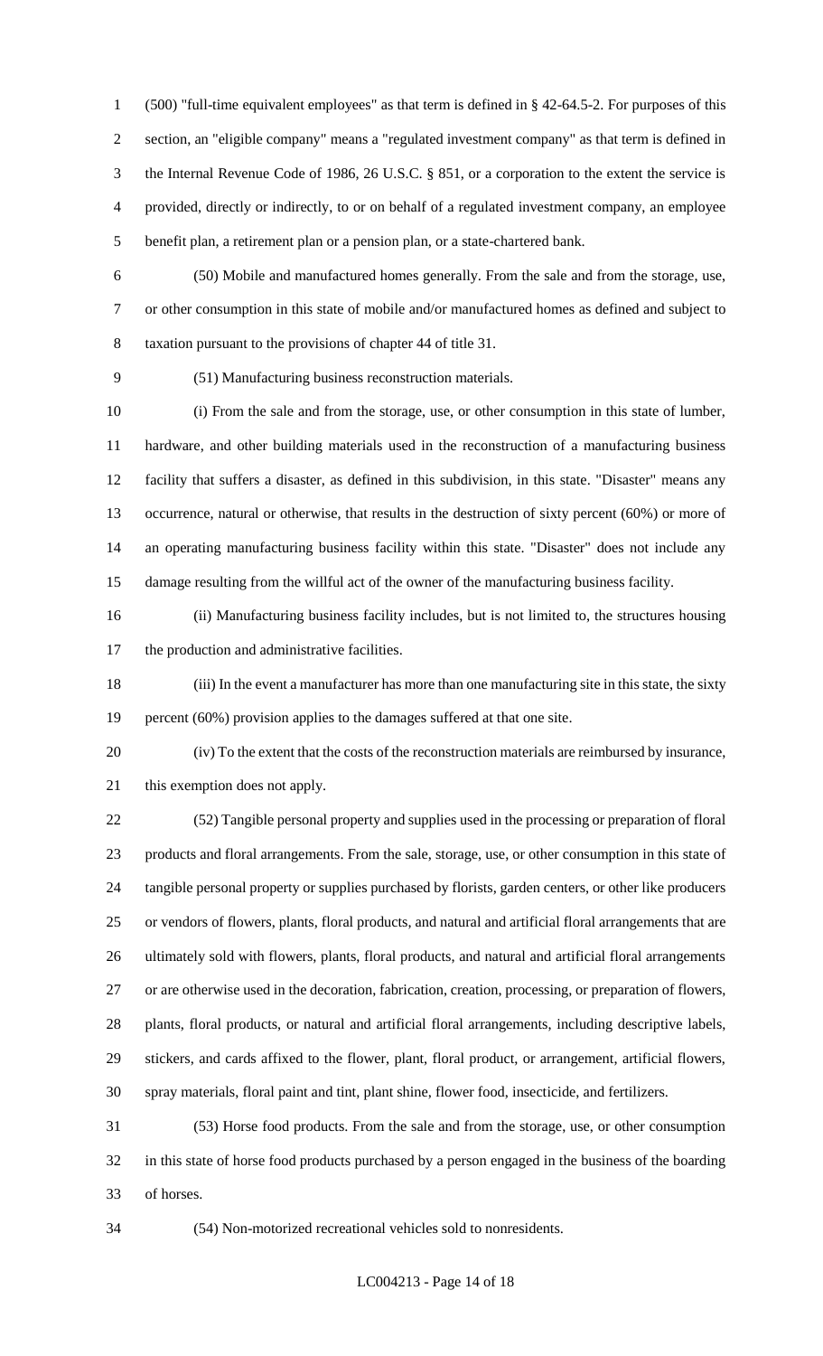(500) "full-time equivalent employees" as that term is defined in § 42-64.5-2. For purposes of this section, an "eligible company" means a "regulated investment company" as that term is defined in the Internal Revenue Code of 1986, 26 U.S.C. § 851, or a corporation to the extent the service is provided, directly or indirectly, to or on behalf of a regulated investment company, an employee benefit plan, a retirement plan or a pension plan, or a state-chartered bank.

(50) Mobile and manufactured homes generally. From the sale and from the storage, use, or other consumption in this state of mobile and/or manufactured homes as defined and subject to taxation pursuant to the provisions of chapter 44 of title 31.

(51) Manufacturing business reconstruction materials.

(i) From the sale and from the storage, use, or other consumption in this state of lumber, hardware, and other building materials used in the reconstruction of a manufacturing business facility that suffers a disaster, as defined in this subdivision, in this state. "Disaster" means any occurrence, natural or otherwise, that results in the destruction of sixty percent (60%) or more of an operating manufacturing business facility within this state. "Disaster" does not include any damage resulting from the willful act of the owner of the manufacturing business facility.

(ii) Manufacturing business facility includes, but is not limited to, the structures housing the production and administrative facilities.

(iii) In the event a manufacturer has more than one manufacturing site in this state, the sixty percent (60%) provision applies to the damages suffered at that one site.

(iv) To the extent that the costs of the reconstruction materials are reimbursed by insurance, this exemption does not apply.

(52) Tangible personal property and supplies used in the processing or preparation of floral products and floral arrangements. From the sale, storage, use, or other consumption in this state of tangible personal property or supplies purchased by florists, garden centers, or other like producers or vendors of flowers, plants, floral products, and natural and artificial floral arrangements that are ultimately sold with flowers, plants, floral products, and natural and artificial floral arrangements or are otherwise used in the decoration, fabrication, creation, processing, or preparation of flowers, plants, floral products, or natural and artificial floral arrangements, including descriptive labels, stickers, and cards affixed to the flower, plant, floral product, or arrangement, artificial flowers, spray materials, floral paint and tint, plant shine, flower food, insecticide, and fertilizers.

(53) Horse food products. From the sale and from the storage, use, or other consumption in this state of horse food products purchased by a person engaged in the business of the boarding of horses.

(54) Non-motorized recreational vehicles sold to nonresidents.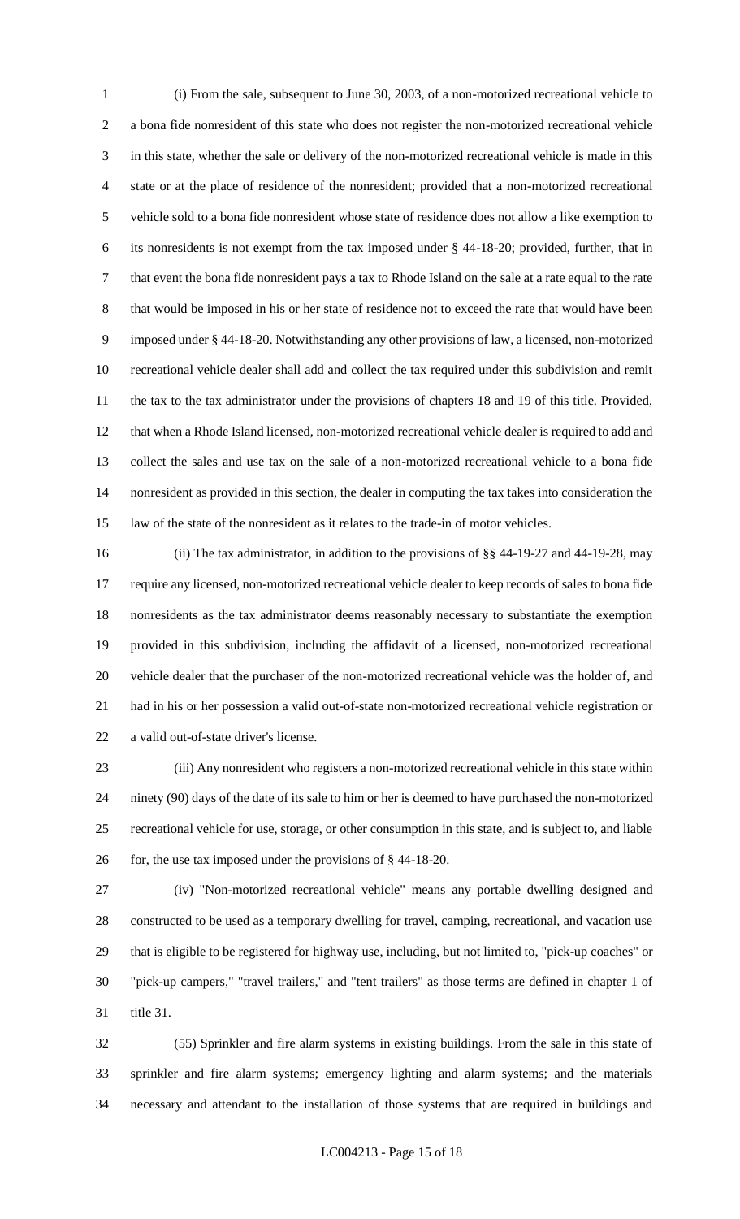(i) From the sale, subsequent to June 30, 2003, of a non-motorized recreational vehicle to a bona fide nonresident of this state who does not register the non-motorized recreational vehicle in this state, whether the sale or delivery of the non-motorized recreational vehicle is made in this state or at the place of residence of the nonresident; provided that a non-motorized recreational vehicle sold to a bona fide nonresident whose state of residence does not allow a like exemption to its nonresidents is not exempt from the tax imposed under § 44-18-20; provided, further, that in that event the bona fide nonresident pays a tax to Rhode Island on the sale at a rate equal to the rate that would be imposed in his or her state of residence not to exceed the rate that would have been imposed under § 44-18-20. Notwithstanding any other provisions of law, a licensed, non-motorized recreational vehicle dealer shall add and collect the tax required under this subdivision and remit the tax to the tax administrator under the provisions of chapters 18 and 19 of this title. Provided, that when a Rhode Island licensed, non-motorized recreational vehicle dealer is required to add and collect the sales and use tax on the sale of a non-motorized recreational vehicle to a bona fide nonresident as provided in this section, the dealer in computing the tax takes into consideration the law of the state of the nonresident as it relates to the trade-in of motor vehicles.

(ii) The tax administrator, in addition to the provisions of §§ 44-19-27 and 44-19-28, may require any licensed, non-motorized recreational vehicle dealer to keep records of sales to bona fide nonresidents as the tax administrator deems reasonably necessary to substantiate the exemption provided in this subdivision, including the affidavit of a licensed, non-motorized recreational vehicle dealer that the purchaser of the non-motorized recreational vehicle was the holder of, and had in his or her possession a valid out-of-state non-motorized recreational vehicle registration or a valid out-of-state driver's license.

(iii) Any nonresident who registers a non-motorized recreational vehicle in this state within ninety (90) days of the date of its sale to him or her is deemed to have purchased the non-motorized recreational vehicle for use, storage, or other consumption in this state, and is subject to, and liable for, the use tax imposed under the provisions of § 44-18-20.

(iv) "Non-motorized recreational vehicle" means any portable dwelling designed and constructed to be used as a temporary dwelling for travel, camping, recreational, and vacation use that is eligible to be registered for highway use, including, but not limited to, "pick-up coaches" or "pick-up campers," "travel trailers," and "tent trailers" as those terms are defined in chapter 1 of title 31.

(55) Sprinkler and fire alarm systems in existing buildings. From the sale in this state of sprinkler and fire alarm systems; emergency lighting and alarm systems; and the materials necessary and attendant to the installation of those systems that are required in buildings and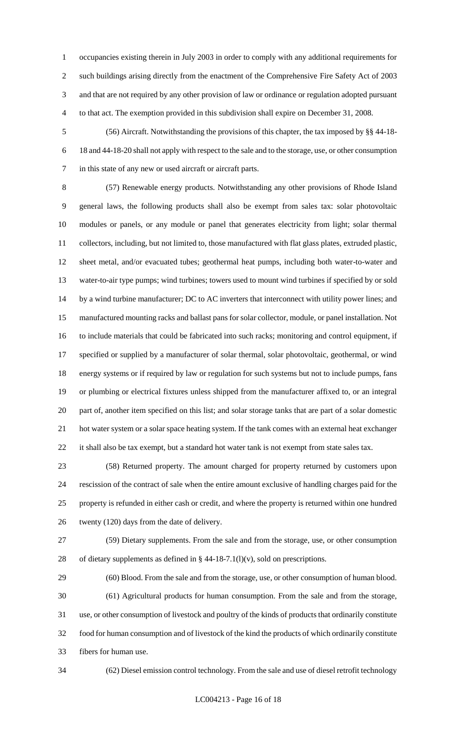occupancies existing therein in July 2003 in order to comply with any additional requirements for such buildings arising directly from the enactment of the Comprehensive Fire Safety Act of 2003 and that are not required by any other provision of law or ordinance or regulation adopted pursuant to that act. The exemption provided in this subdivision shall expire on December 31, 2008.

(56) Aircraft. Notwithstanding the provisions of this chapter, the tax imposed by §§ 44-18-18 and 44-18-20 shall not apply with respect to the sale and to the storage, use, or other consumption in this state of any new or used aircraft or aircraft parts.

(57) Renewable energy products. Notwithstanding any other provisions of Rhode Island general laws, the following products shall also be exempt from sales tax: solar photovoltaic modules or panels, or any module or panel that generates electricity from light; solar thermal collectors, including, but not limited to, those manufactured with flat glass plates, extruded plastic, sheet metal, and/or evacuated tubes; geothermal heat pumps, including both water-to-water and water-to-air type pumps; wind turbines; towers used to mount wind turbines if specified by or sold by a wind turbine manufacturer; DC to AC inverters that interconnect with utility power lines; and manufactured mounting racks and ballast pans for solar collector, module, or panel installation. Not to include materials that could be fabricated into such racks; monitoring and control equipment, if specified or supplied by a manufacturer of solar thermal, solar photovoltaic, geothermal, or wind energy systems or if required by law or regulation for such systems but not to include pumps, fans or plumbing or electrical fixtures unless shipped from the manufacturer affixed to, or an integral part of, another item specified on this list; and solar storage tanks that are part of a solar domestic hot water system or a solar space heating system. If the tank comes with an external heat exchanger it shall also be tax exempt, but a standard hot water tank is not exempt from state sales tax.

(58) Returned property. The amount charged for property returned by customers upon rescission of the contract of sale when the entire amount exclusive of handling charges paid for the property is refunded in either cash or credit, and where the property is returned within one hundred twenty (120) days from the date of delivery.

(59) Dietary supplements. From the sale and from the storage, use, or other consumption of dietary supplements as defined in § 44-18-7.1(l)(v), sold on prescriptions.

(60) Blood. From the sale and from the storage, use, or other consumption of human blood.

(61) Agricultural products for human consumption. From the sale and from the storage, use, or other consumption of livestock and poultry of the kinds of products that ordinarily constitute food for human consumption and of livestock of the kind the products of which ordinarily constitute fibers for human use.

(62) Diesel emission control technology. From the sale and use of diesel retrofit technology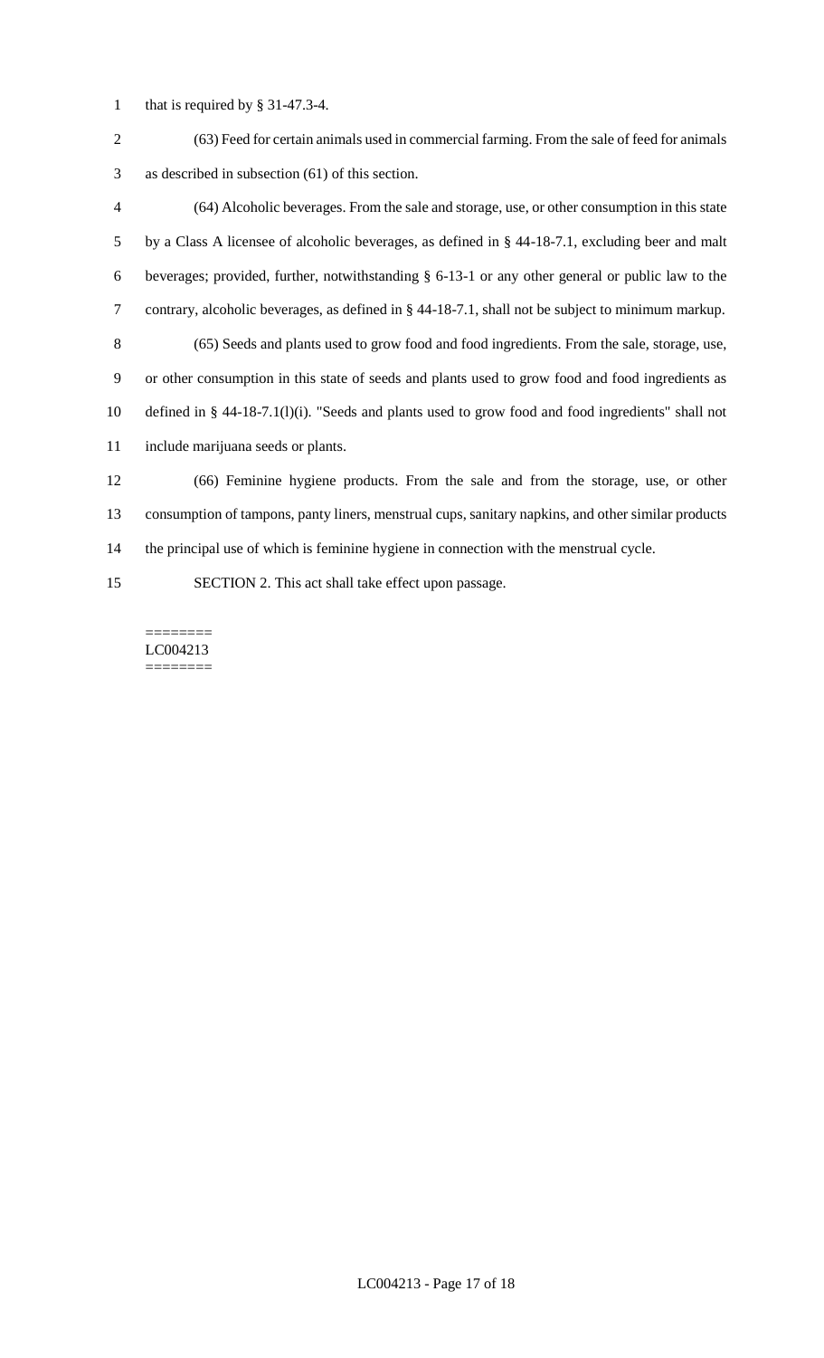that is required by § 31-47.3-4.

(63) Feed for certain animals used in commercial farming. From the sale of feed for animals as described in subsection (61) of this section.

(64) Alcoholic beverages. From the sale and storage, use, or other consumption in this state by a Class A licensee of alcoholic beverages, as defined in § 44-18-7.1, excluding beer and malt beverages; provided, further, notwithstanding § 6-13-1 or any other general or public law to the contrary, alcoholic beverages, as defined in § 44-18-7.1, shall not be subject to minimum markup.

(65) Seeds and plants used to grow food and food ingredients. From the sale, storage, use, or other consumption in this state of seeds and plants used to grow food and food ingredients as defined in § 44-18-7.1(l)(i). "Seeds and plants used to grow food and food ingredients" shall not include marijuana seeds or plants.

(66) Feminine hygiene products. From the sale and from the storage, use, or other consumption of tampons, panty liners, menstrual cups, sanitary napkins, and other similar products the principal use of which is feminine hygiene in connection with the menstrual cycle.

SECTION 2. This act shall take effect upon passage.

========
LC004213
========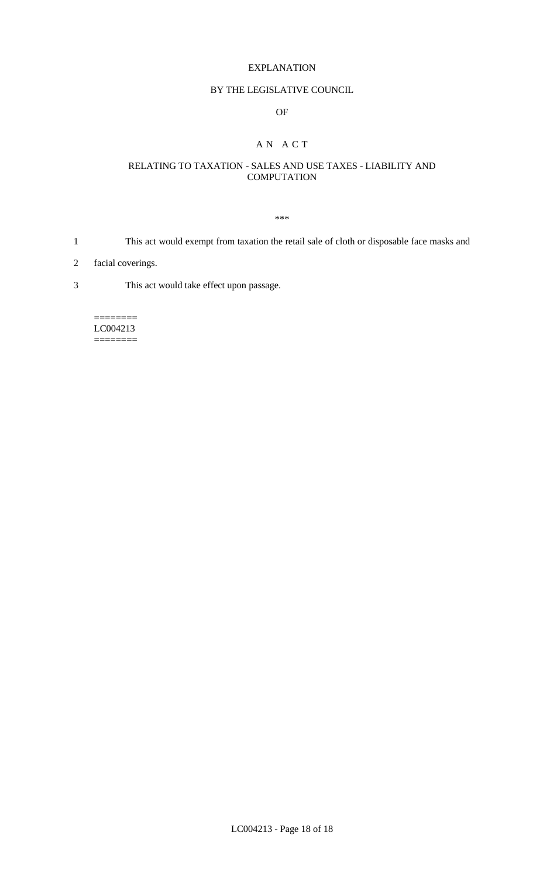EXPLANATION

BY THE LEGISLATIVE COUNCIL

OF

A N A C T

RELATING TO TAXATION - SALES AND USE TAXES - LIABILITY AND COMPUTATION

\*\*\*

1 This act would exempt from taxation the retail sale of cloth or disposable face masks and
2 facial coverings.
3 This act would take effect upon passage.

========
LC004213
========